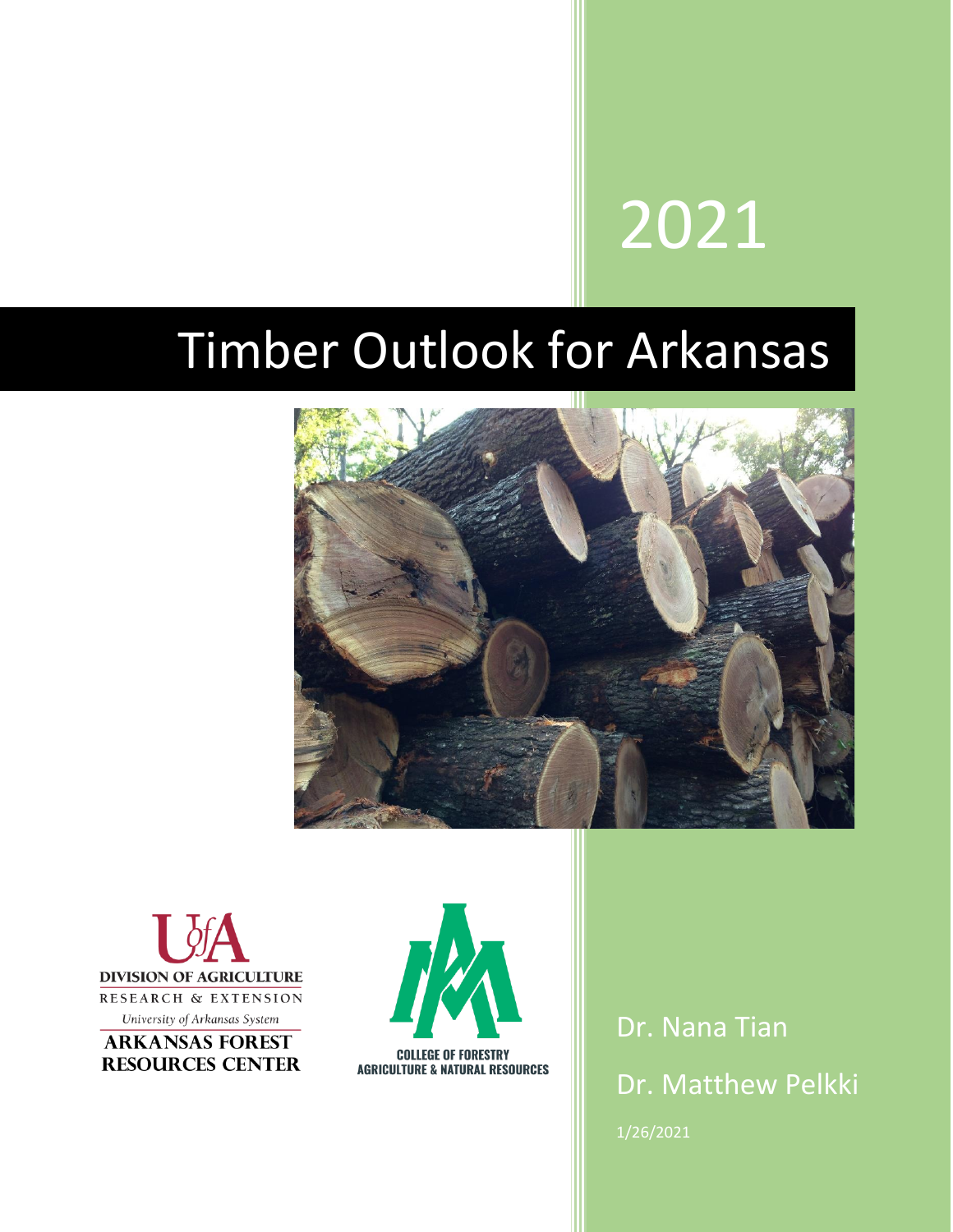2021

# Timber Outlook for Arkansas

UofA DIVISION OF AGRICULTURE
RESEARCH & EXTENSION
University of Arkansas System
ARKANSAS FOREST RESOURCES CENTER

COLLEGE OF FORESTRY
AGRICULTURE & NATURAL RESOURCES

Dr. Nana Tian

Dr. Matthew Pelkki

1/26/2021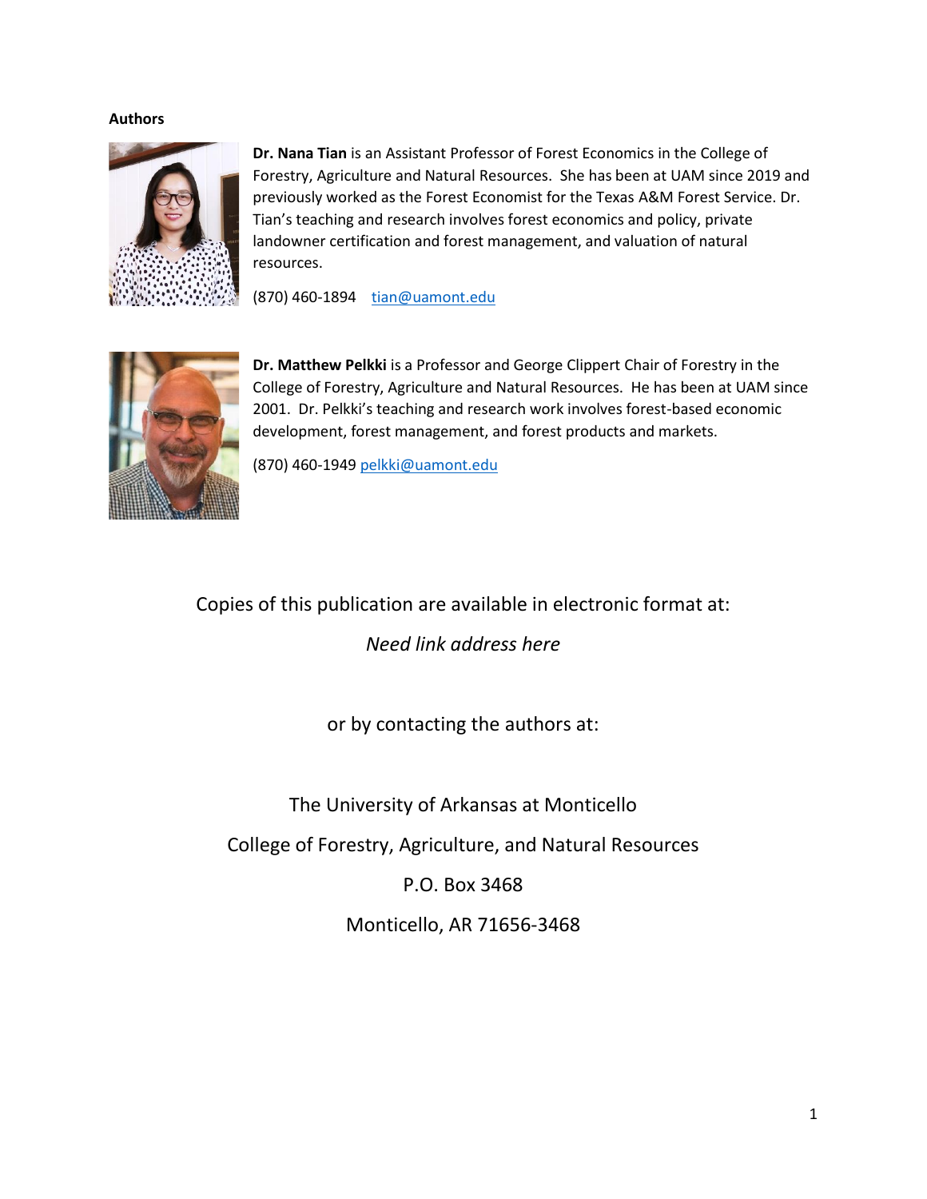**Authors**

**Dr. Nana Tian** is an Assistant Professor of Forest Economics in the College of Forestry, Agriculture and Natural Resources. She has been at UAM since 2019 and previously worked as the Forest Economist for the Texas A&M Forest Service. Dr. Tian's teaching and research involves forest economics and policy, private landowner certification and forest management, and valuation of natural resources.

(870) 460-1894 tian@uamont.edu

**Dr. Matthew Pelkki** is a Professor and George Clippert Chair of Forestry in the College of Forestry, Agriculture and Natural Resources. He has been at UAM since 2001. Dr. Pelkki's teaching and research work involves forest-based economic development, forest management, and forest products and markets.

(870) 460-1949 pelkki@uamont.edu

Copies of this publication are available in electronic format at:

*Need link address here*

or by contacting the authors at:

The University of Arkansas at Monticello

College of Forestry, Agriculture, and Natural Resources

P.O. Box 3468

Monticello, AR 71656-3468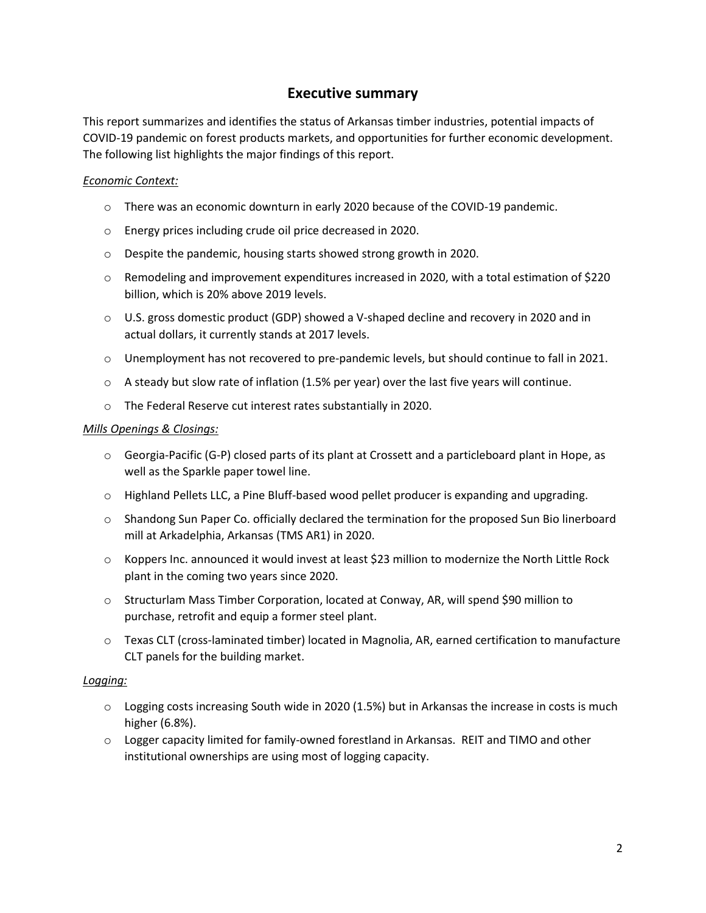## Executive summary

This report summarizes and identifies the status of Arkansas timber industries, potential impacts of COVID-19 pandemic on forest products markets, and opportunities for further economic development. The following list highlights the major findings of this report.

*Economic Context:*

- There was an economic downturn in early 2020 because of the COVID-19 pandemic.
- Energy prices including crude oil price decreased in 2020.
- Despite the pandemic, housing starts showed strong growth in 2020.
- Remodeling and improvement expenditures increased in 2020, with a total estimation of $220 billion, which is 20% above 2019 levels.
- U.S. gross domestic product (GDP) showed a V-shaped decline and recovery in 2020 and in actual dollars, it currently stands at 2017 levels.
- Unemployment has not recovered to pre-pandemic levels, but should continue to fall in 2021.
- A steady but slow rate of inflation (1.5% per year) over the last five years will continue.
- The Federal Reserve cut interest rates substantially in 2020.

*Mills Openings & Closings:*

- Georgia-Pacific (G-P) closed parts of its plant at Crossett and a particleboard plant in Hope, as well as the Sparkle paper towel line.
- Highland Pellets LLC, a Pine Bluff-based wood pellet producer is expanding and upgrading.
- Shandong Sun Paper Co. officially declared the termination for the proposed Sun Bio linerboard mill at Arkadelphia, Arkansas (TMS AR1) in 2020.
- Koppers Inc. announced it would invest at least $23 million to modernize the North Little Rock plant in the coming two years since 2020.
- Structurlam Mass Timber Corporation, located at Conway, AR, will spend $90 million to purchase, retrofit and equip a former steel plant.
- Texas CLT (cross-laminated timber) located in Magnolia, AR, earned certification to manufacture CLT panels for the building market.

*Logging:*

- Logging costs increasing South wide in 2020 (1.5%) but in Arkansas the increase in costs is much higher (6.8%).
- Logger capacity limited for family-owned forestland in Arkansas. REIT and TIMO and other institutional ownerships are using most of logging capacity.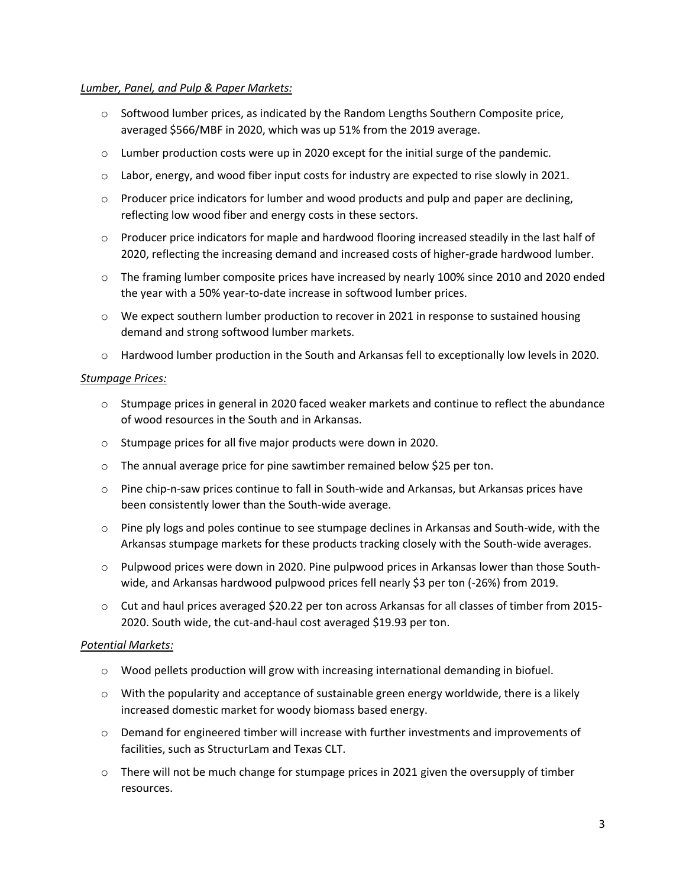*Lumber, Panel, and Pulp & Paper Markets:*

- Softwood lumber prices, as indicated by the Random Lengths Southern Composite price, averaged \$566/MBF in 2020, which was up 51% from the 2019 average.
- Lumber production costs were up in 2020 except for the initial surge of the pandemic.
- Labor, energy, and wood fiber input costs for industry are expected to rise slowly in 2021.
- Producer price indicators for lumber and wood products and pulp and paper are declining, reflecting low wood fiber and energy costs in these sectors.
- Producer price indicators for maple and hardwood flooring increased steadily in the last half of 2020, reflecting the increasing demand and increased costs of higher-grade hardwood lumber.
- The framing lumber composite prices have increased by nearly 100% since 2010 and 2020 ended the year with a 50% year-to-date increase in softwood lumber prices.
- We expect southern lumber production to recover in 2021 in response to sustained housing demand and strong softwood lumber markets.
- Hardwood lumber production in the South and Arkansas fell to exceptionally low levels in 2020.

*Stumpage Prices:*

- Stumpage prices in general in 2020 faced weaker markets and continue to reflect the abundance of wood resources in the South and in Arkansas.
- Stumpage prices for all five major products were down in 2020.
- The annual average price for pine sawtimber remained below \$25 per ton.
- Pine chip-n-saw prices continue to fall in South-wide and Arkansas, but Arkansas prices have been consistently lower than the South-wide average.
- Pine ply logs and poles continue to see stumpage declines in Arkansas and South-wide, with the Arkansas stumpage markets for these products tracking closely with the South-wide averages.
- Pulpwood prices were down in 2020. Pine pulpwood prices in Arkansas lower than those South-wide, and Arkansas hardwood pulpwood prices fell nearly \$3 per ton (-26%) from 2019.
- Cut and haul prices averaged \$20.22 per ton across Arkansas for all classes of timber from 2015-2020. South wide, the cut-and-haul cost averaged \$19.93 per ton.

*Potential Markets:*

- Wood pellets production will grow with increasing international demanding in biofuel.
- With the popularity and acceptance of sustainable green energy worldwide, there is a likely increased domestic market for woody biomass based energy.
- Demand for engineered timber will increase with further investments and improvements of facilities, such as StructurLam and Texas CLT.
- There will not be much change for stumpage prices in 2021 given the oversupply of timber resources.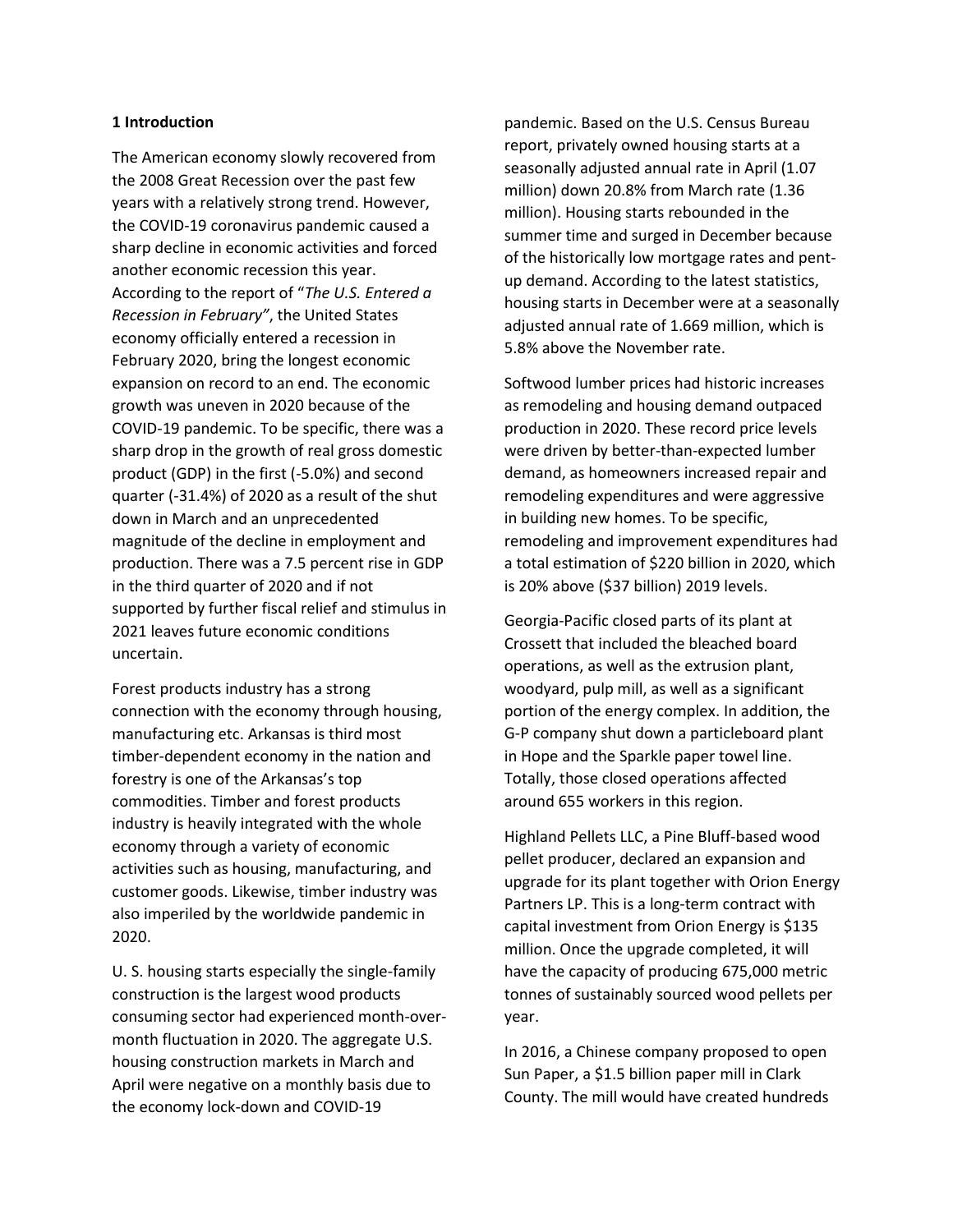**1 Introduction**

The American economy slowly recovered from the 2008 Great Recession over the past few years with a relatively strong trend. However, the COVID-19 coronavirus pandemic caused a sharp decline in economic activities and forced another economic recession this year. According to the report of "*The U.S. Entered a Recession in February"*, the United States economy officially entered a recession in February 2020, bring the longest economic expansion on record to an end. The economic growth was uneven in 2020 because of the COVID-19 pandemic. To be specific, there was a sharp drop in the growth of real gross domestic product (GDP) in the first (-5.0%) and second quarter (-31.4%) of 2020 as a result of the shut down in March and an unprecedented magnitude of the decline in employment and production. There was a 7.5 percent rise in GDP in the third quarter of 2020 and if not supported by further fiscal relief and stimulus in 2021 leaves future economic conditions uncertain.

Forest products industry has a strong connection with the economy through housing, manufacturing etc. Arkansas is third most timber-dependent economy in the nation and forestry is one of the Arkansas's top commodities. Timber and forest products industry is heavily integrated with the whole economy through a variety of economic activities such as housing, manufacturing, and customer goods. Likewise, timber industry was also imperiled by the worldwide pandemic in 2020.

U. S. housing starts especially the single-family construction is the largest wood products consuming sector had experienced month-over-month fluctuation in 2020. The aggregate U.S. housing construction markets in March and April were negative on a monthly basis due to the economy lock-down and COVID-19 pandemic. Based on the U.S. Census Bureau report, privately owned housing starts at a seasonally adjusted annual rate in April (1.07 million) down 20.8% from March rate (1.36 million). Housing starts rebounded in the summer time and surged in December because of the historically low mortgage rates and pent-up demand. According to the latest statistics, housing starts in December were at a seasonally adjusted annual rate of 1.669 million, which is 5.8% above the November rate.

Softwood lumber prices had historic increases as remodeling and housing demand outpaced production in 2020. These record price levels were driven by better-than-expected lumber demand, as homeowners increased repair and remodeling expenditures and were aggressive in building new homes. To be specific, remodeling and improvement expenditures had a total estimation of $220 billion in 2020, which is 20% above ($37 billion) 2019 levels.

Georgia-Pacific closed parts of its plant at Crossett that included the bleached board operations, as well as the extrusion plant, woodyard, pulp mill, as well as a significant portion of the energy complex. In addition, the G-P company shut down a particleboard plant in Hope and the Sparkle paper towel line. Totally, those closed operations affected around 655 workers in this region.

Highland Pellets LLC, a Pine Bluff-based wood pellet producer, declared an expansion and upgrade for its plant together with Orion Energy Partners LP. This is a long-term contract with capital investment from Orion Energy is $135 million. Once the upgrade completed, it will have the capacity of producing 675,000 metric tonnes of sustainably sourced wood pellets per year.

In 2016, a Chinese company proposed to open Sun Paper, a $1.5 billion paper mill in Clark County. The mill would have created hundreds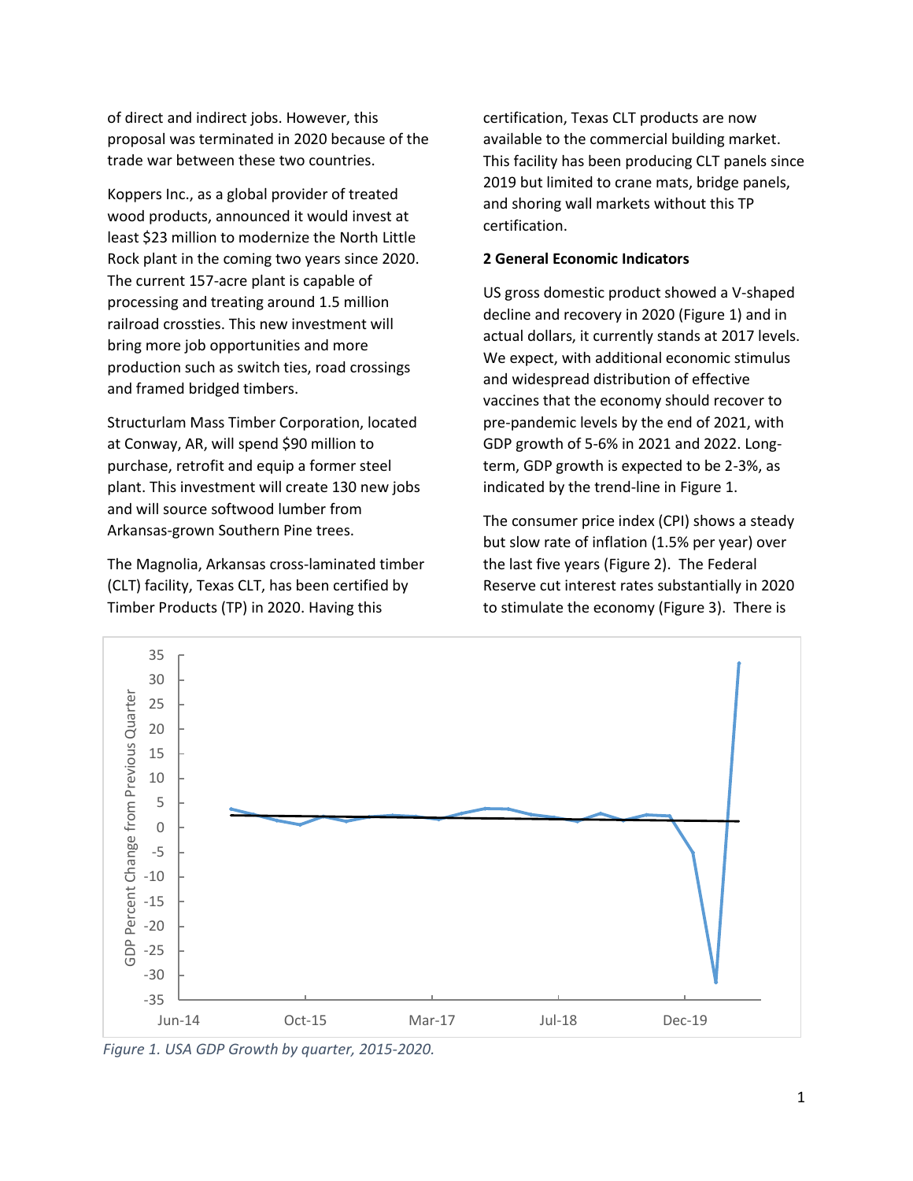of direct and indirect jobs. However, this proposal was terminated in 2020 because of the trade war between these two countries.

Koppers Inc., as a global provider of treated wood products, announced it would invest at least $23 million to modernize the North Little Rock plant in the coming two years since 2020. The current 157-acre plant is capable of processing and treating around 1.5 million railroad crossties. This new investment will bring more job opportunities and more production such as switch ties, road crossings and framed bridged timbers.

Structurlam Mass Timber Corporation, located at Conway, AR, will spend $90 million to purchase, retrofit and equip a former steel plant. This investment will create 130 new jobs and will source softwood lumber from Arkansas-grown Southern Pine trees.

The Magnolia, Arkansas cross-laminated timber (CLT) facility, Texas CLT, has been certified by Timber Products (TP) in 2020. Having this certification, Texas CLT products are now available to the commercial building market. This facility has been producing CLT panels since 2019 but limited to crane mats, bridge panels, and shoring wall markets without this TP certification.

## 2 General Economic Indicators

US gross domestic product showed a V-shaped decline and recovery in 2020 (Figure 1) and in actual dollars, it currently stands at 2017 levels. We expect, with additional economic stimulus and widespread distribution of effective vaccines that the economy should recover to pre-pandemic levels by the end of 2021, with GDP growth of 5-6% in 2021 and 2022. Long-term, GDP growth is expected to be 2-3%, as indicated by the trend-line in Figure 1.

The consumer price index (CPI) shows a steady but slow rate of inflation (1.5% per year) over the last five years (Figure 2). The Federal Reserve cut interest rates substantially in 2020 to stimulate the economy (Figure 3). There is

*Figure 1. USA GDP Growth by quarter, 2015-2020.*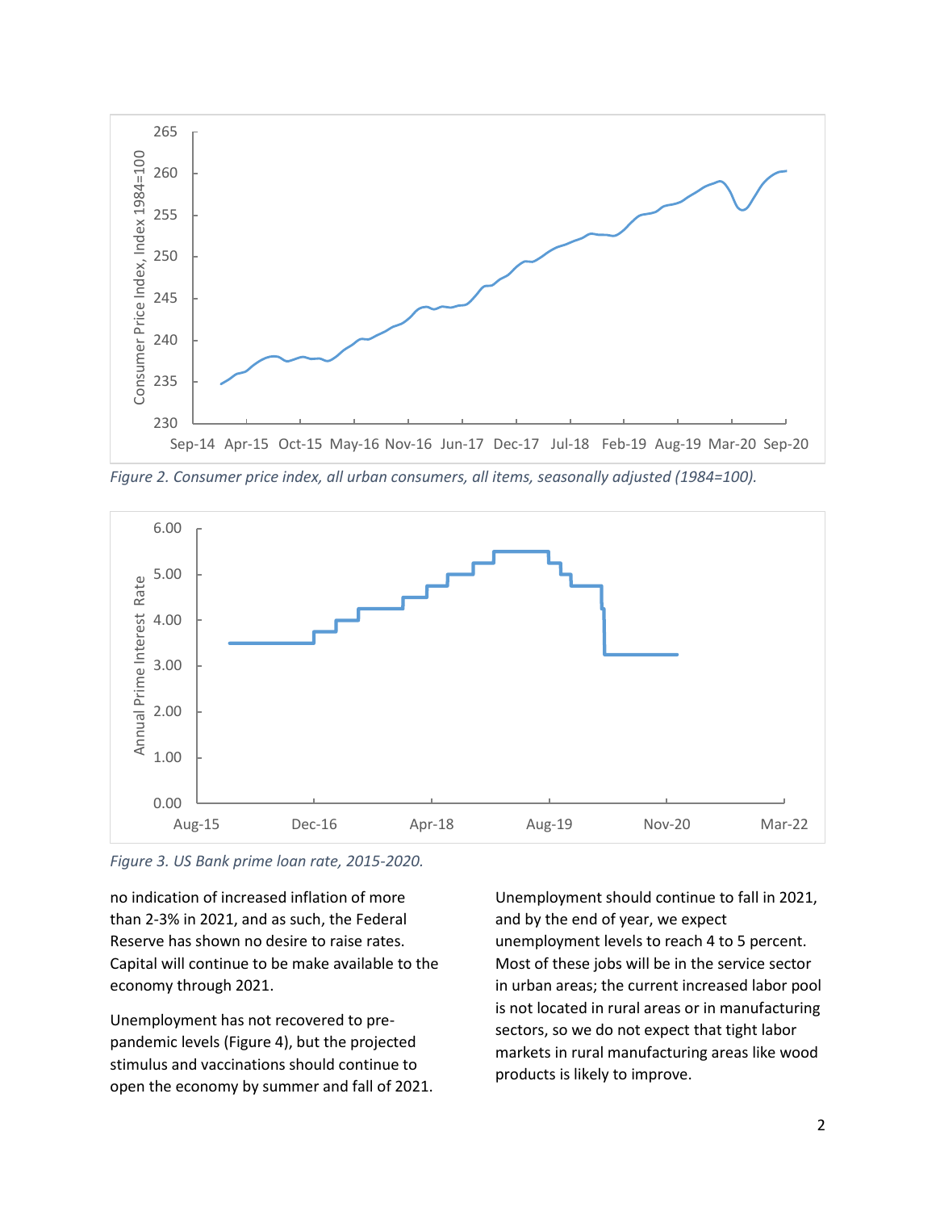*Figure 2. Consumer price index, all urban consumers, all items, seasonally adjusted (1984=100).*

*Figure 3. US Bank prime loan rate, 2015-2020.*

no indication of increased inflation of more than 2-3% in 2021, and as such, the Federal Reserve has shown no desire to raise rates. Capital will continue to be make available to the economy through 2021.

Unemployment has not recovered to pre-pandemic levels (Figure 4), but the projected stimulus and vaccinations should continue to open the economy by summer and fall of 2021. Unemployment should continue to fall in 2021, and by the end of year, we expect unemployment levels to reach 4 to 5 percent. Most of these jobs will be in the service sector in urban areas; the current increased labor pool is not located in rural areas or in manufacturing sectors, so we do not expect that tight labor markets in rural manufacturing areas like wood products is likely to improve.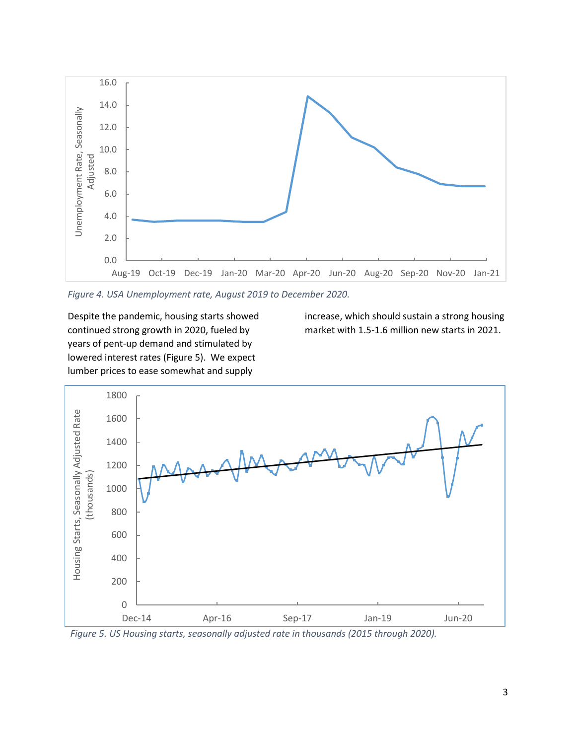Figure 4. USA Unemployment rate, August 2019 to December 2020.

Despite the pandemic, housing starts showed continued strong growth in 2020, fueled by years of pent-up demand and stimulated by lowered interest rates (Figure 5). We expect lumber prices to ease somewhat and supply increase, which should sustain a strong housing market with 1.5-1.6 million new starts in 2021.

Figure 5. US Housing starts, seasonally adjusted rate in thousands (2015 through 2020).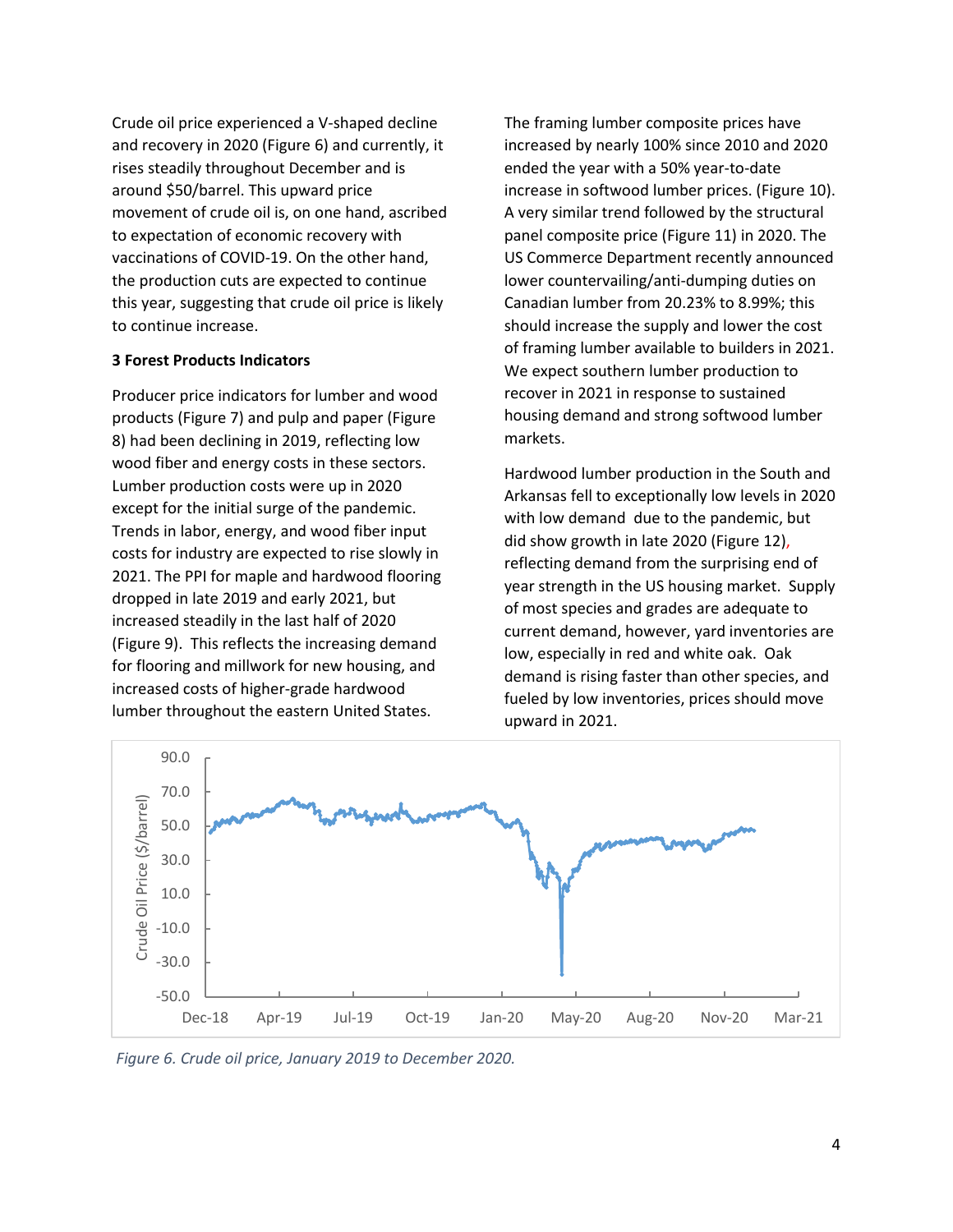Crude oil price experienced a V-shaped decline and recovery in 2020 (Figure 6) and currently, it rises steadily throughout December and is around $50/barrel. This upward price movement of crude oil is, on one hand, ascribed to expectation of economic recovery with vaccinations of COVID-19. On the other hand, the production cuts are expected to continue this year, suggesting that crude oil price is likely to continue increase.

**3 Forest Products Indicators**

Producer price indicators for lumber and wood products (Figure 7) and pulp and paper (Figure 8) had been declining in 2019, reflecting low wood fiber and energy costs in these sectors. Lumber production costs were up in 2020 except for the initial surge of the pandemic. Trends in labor, energy, and wood fiber input costs for industry are expected to rise slowly in 2021. The PPI for maple and hardwood flooring dropped in late 2019 and early 2021, but increased steadily in the last half of 2020 (Figure 9). This reflects the increasing demand for flooring and millwork for new housing, and increased costs of higher-grade hardwood lumber throughout the eastern United States.

The framing lumber composite prices have increased by nearly 100% since 2010 and 2020 ended the year with a 50% year-to-date increase in softwood lumber prices. (Figure 10). A very similar trend followed by the structural panel composite price (Figure 11) in 2020. The US Commerce Department recently announced lower countervailing/anti-dumping duties on Canadian lumber from 20.23% to 8.99%; this should increase the supply and lower the cost of framing lumber available to builders in 2021. We expect southern lumber production to recover in 2021 in response to sustained housing demand and strong softwood lumber markets.

Hardwood lumber production in the South and Arkansas fell to exceptionally low levels in 2020 with low demand due to the pandemic, but did show growth in late 2020 (Figure 12), reflecting demand from the surprising end of year strength in the US housing market. Supply of most species and grades are adequate to current demand, however, yard inventories are low, especially in red and white oak. Oak demand is rising faster than other species, and fueled by low inventories, prices should move upward in 2021.

*Figure 6. Crude oil price, January 2019 to December 2020.*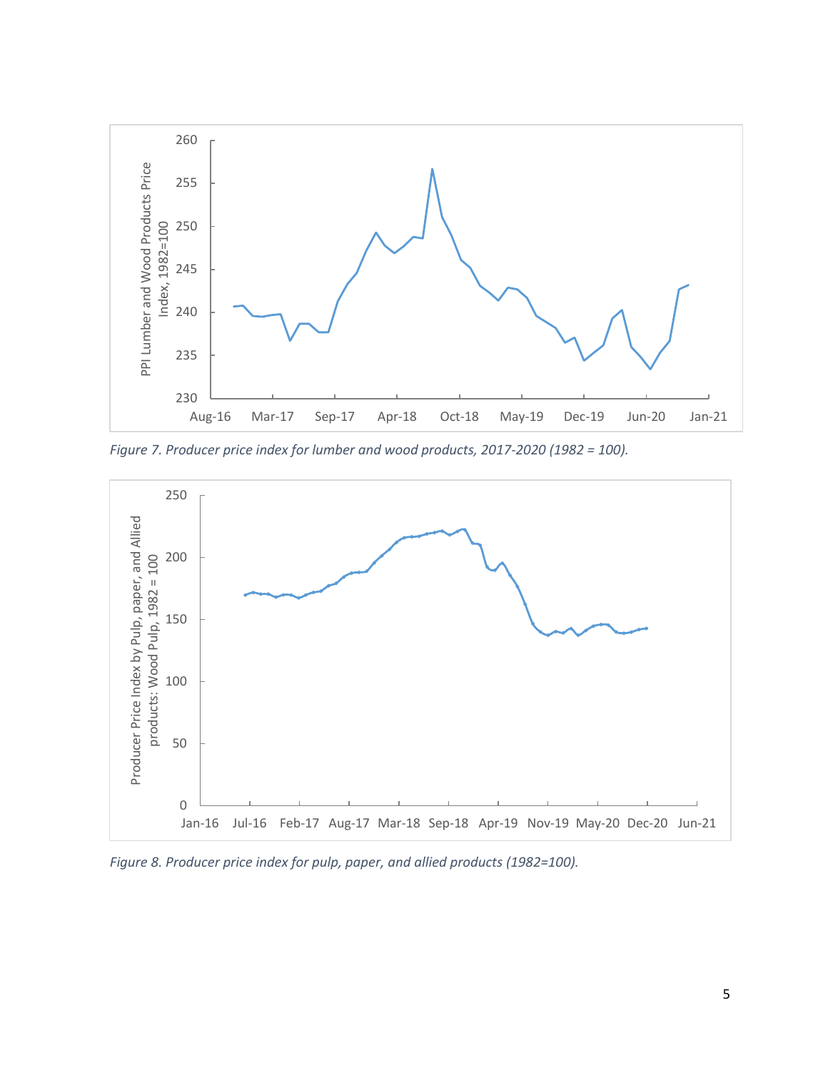*Figure 7. Producer price index for lumber and wood products, 2017-2020 (1982 = 100).*

*Figure 8. Producer price index for pulp, paper, and allied products (1982=100).*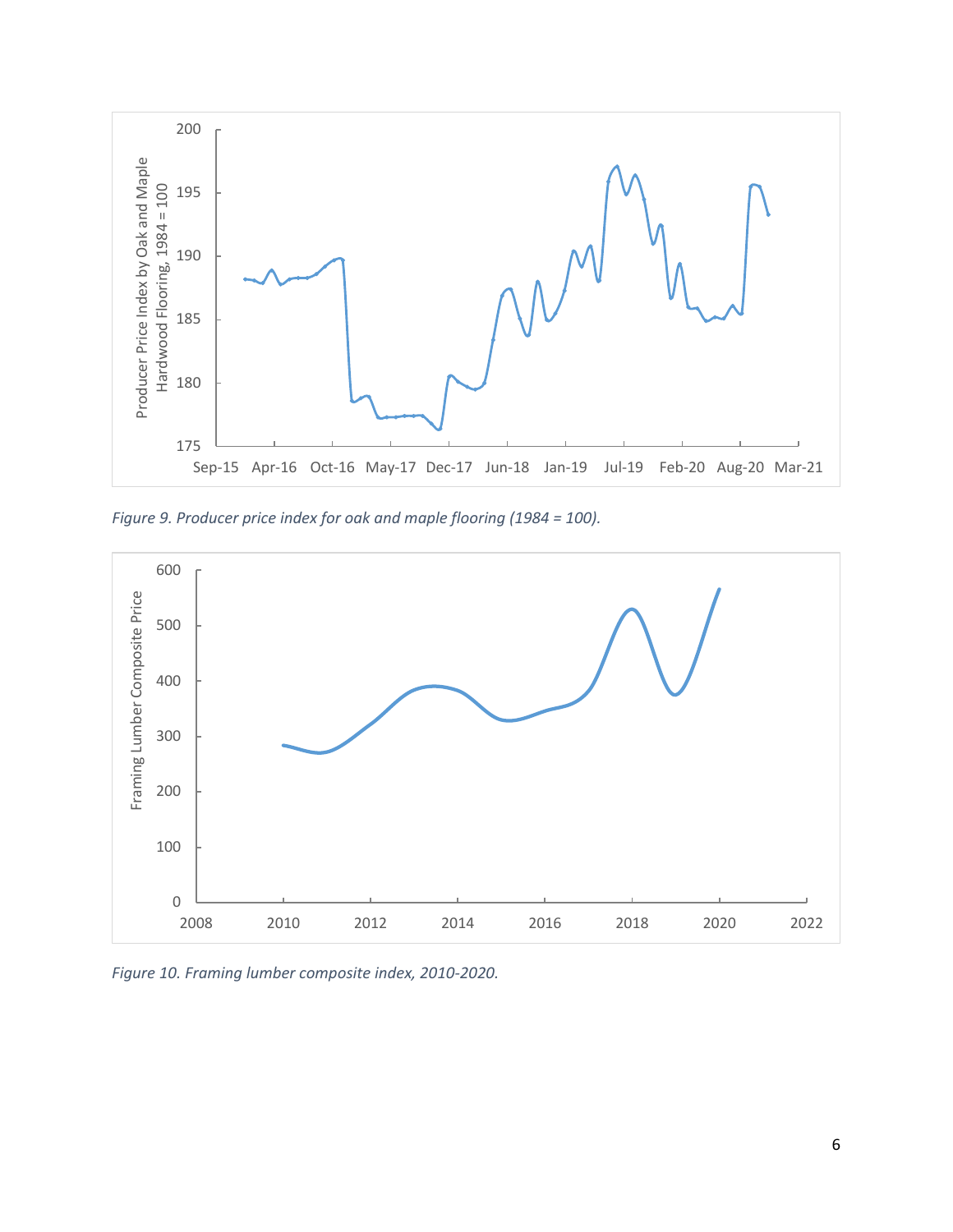*Figure 9. Producer price index for oak and maple flooring (1984 = 100).*

*Figure 10. Framing lumber composite index, 2010-2020.*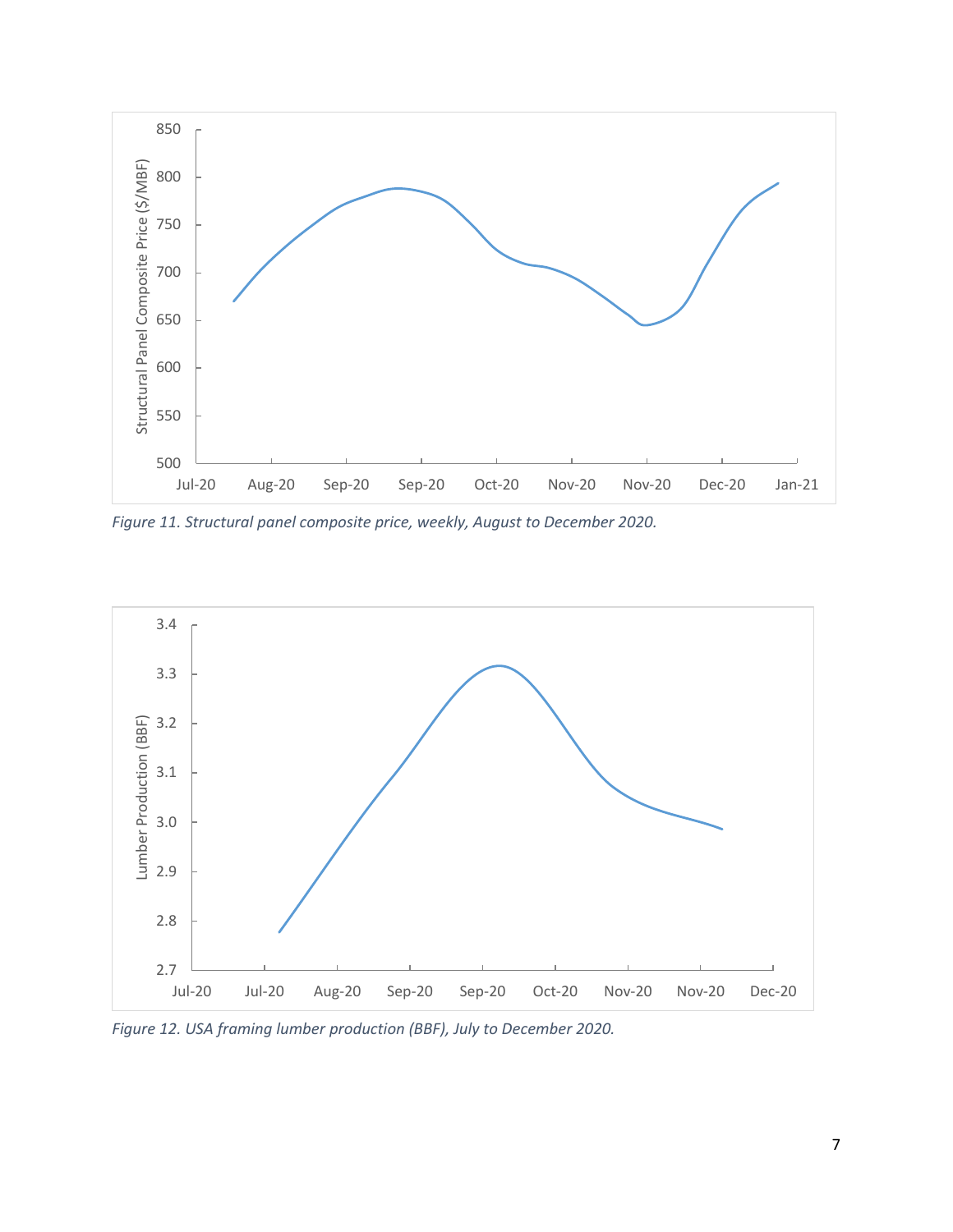*Figure 11. Structural panel composite price, weekly, August to December 2020.*

*Figure 12. USA framing lumber production (BBF), July to December 2020.*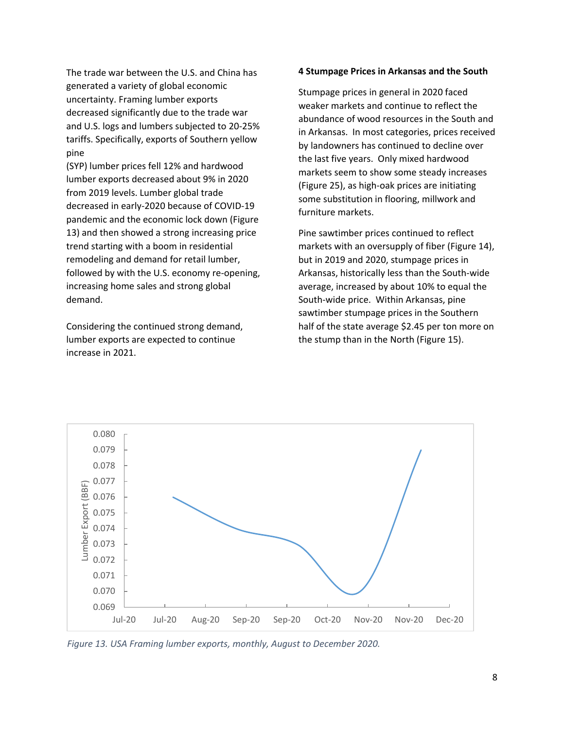The trade war between the U.S. and China has generated a variety of global economic uncertainty. Framing lumber exports decreased significantly due to the trade war and U.S. logs and lumbers subjected to 20-25% tariffs. Specifically, exports of Southern yellow pine (SYP) lumber prices fell 12% and hardwood lumber exports decreased about 9% in 2020 from 2019 levels. Lumber global trade decreased in early-2020 because of COVID-19 pandemic and the economic lock down (Figure 13) and then showed a strong increasing price trend starting with a boom in residential remodeling and demand for retail lumber, followed by with the U.S. economy re-opening, increasing home sales and strong global demand.

Considering the continued strong demand, lumber exports are expected to continue increase in 2021.

**4 Stumpage Prices in Arkansas and the South**

Stumpage prices in general in 2020 faced weaker markets and continue to reflect the abundance of wood resources in the South and in Arkansas. In most categories, prices received by landowners has continued to decline over the last five years. Only mixed hardwood markets seem to show some steady increases (Figure 25), as high-oak prices are initiating some substitution in flooring, millwork and furniture markets.

Pine sawtimber prices continued to reflect markets with an oversupply of fiber (Figure 14), but in 2019 and 2020, stumpage prices in Arkansas, historically less than the South-wide average, increased by about 10% to equal the South-wide price. Within Arkansas, pine sawtimber stumpage prices in the Southern half of the state average $2.45 per ton more on the stump than in the North (Figure 15).

*Figure 13. USA Framing lumber exports, monthly, August to December 2020.*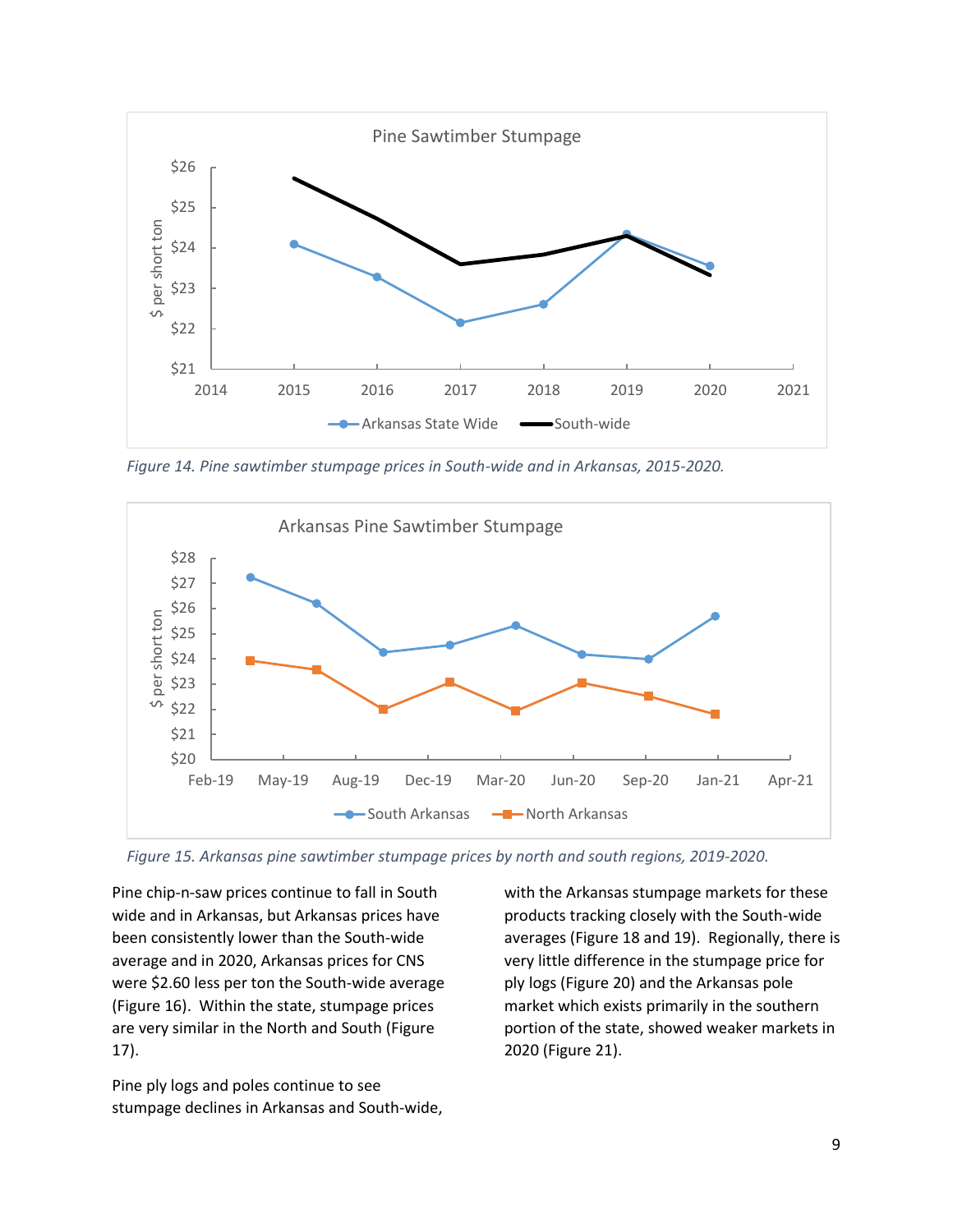Figure 14. Pine sawtimber stumpage prices in South-wide and in Arkansas, 2015-2020.

Figure 15. Arkansas pine sawtimber stumpage prices by north and south regions, 2019-2020.

Pine chip-n-saw prices continue to fall in South wide and in Arkansas, but Arkansas prices have been consistently lower than the South-wide average and in 2020, Arkansas prices for CNS were $2.60 less per ton the South-wide average (Figure 16). Within the state, stumpage prices are very similar in the North and South (Figure 17).

Pine ply logs and poles continue to see stumpage declines in Arkansas and South-wide, with the Arkansas stumpage markets for these products tracking closely with the South-wide averages (Figure 18 and 19). Regionally, there is very little difference in the stumpage price for ply logs (Figure 20) and the Arkansas pole market which exists primarily in the southern portion of the state, showed weaker markets in 2020 (Figure 21).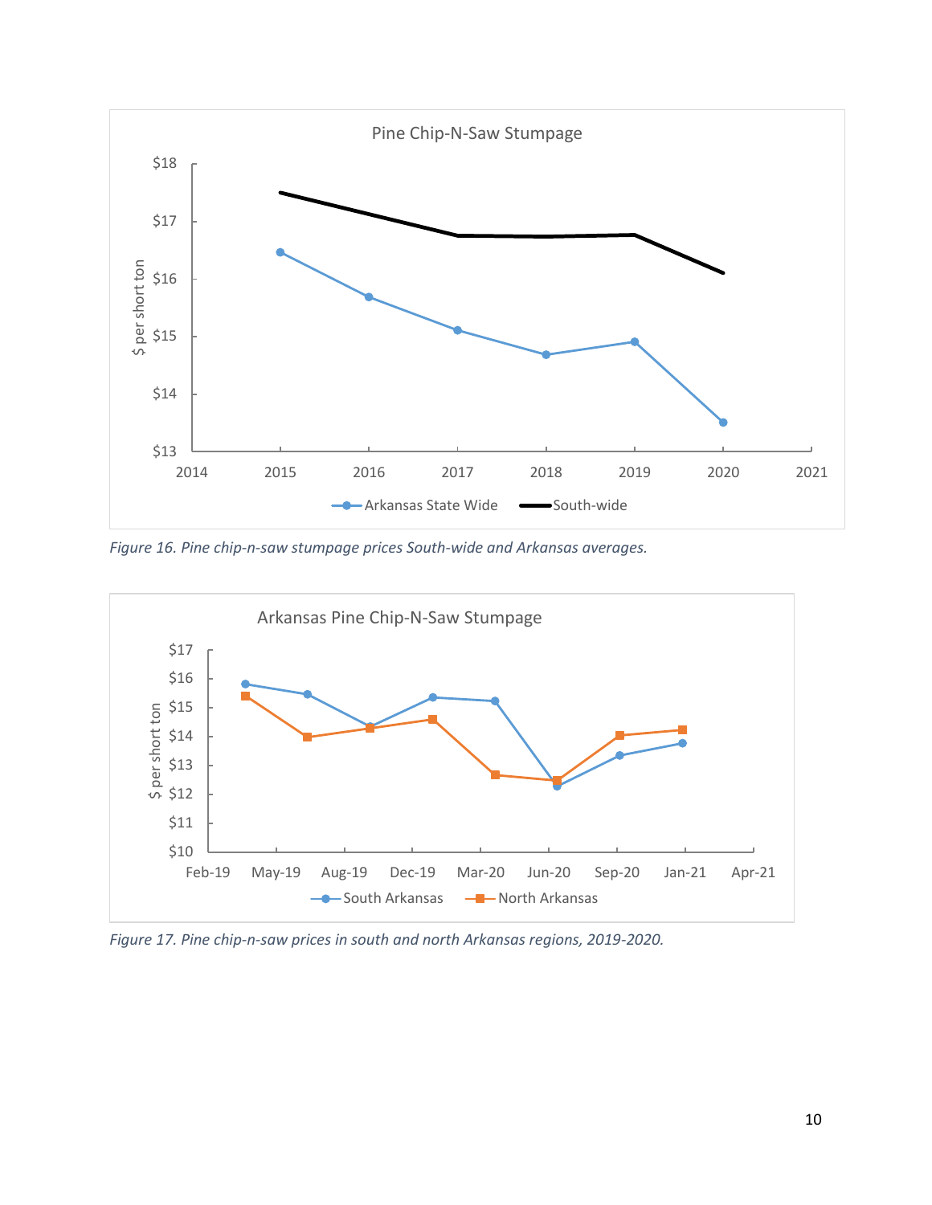*Figure 16. Pine chip-n-saw stumpage prices South-wide and Arkansas averages.*

*Figure 17. Pine chip-n-saw prices in south and north Arkansas regions, 2019-2020.*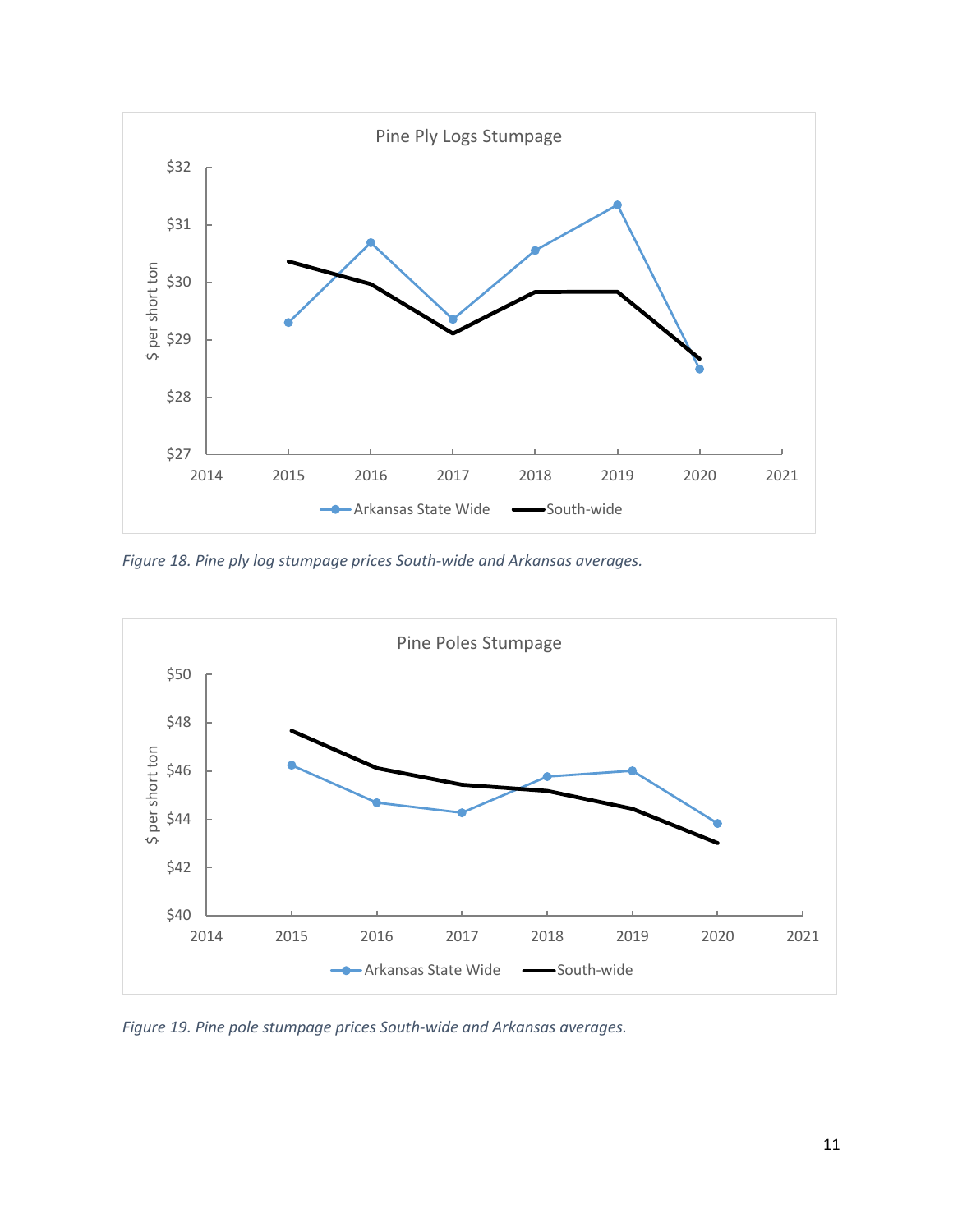Figure 18. Pine ply log stumpage prices South-wide and Arkansas averages.

Figure 19. Pine pole stumpage prices South-wide and Arkansas averages.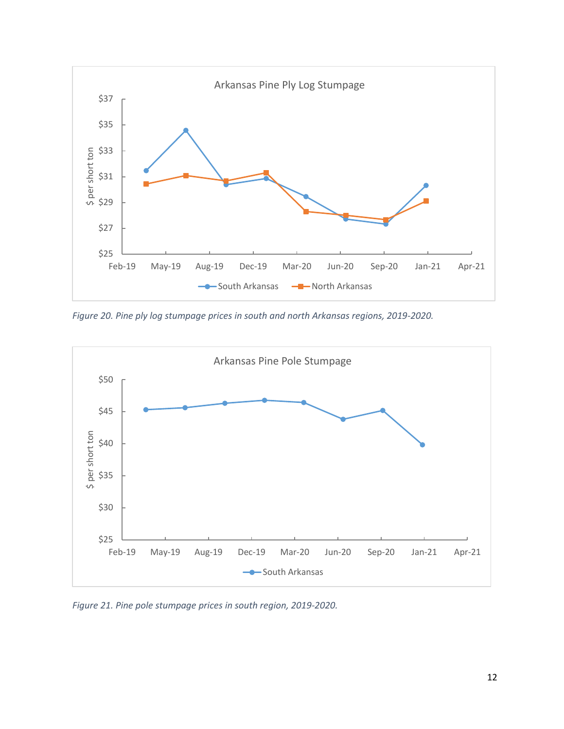*Figure 20. Pine ply log stumpage prices in south and north Arkansas regions, 2019-2020.*

*Figure 21. Pine pole stumpage prices in south region, 2019-2020.*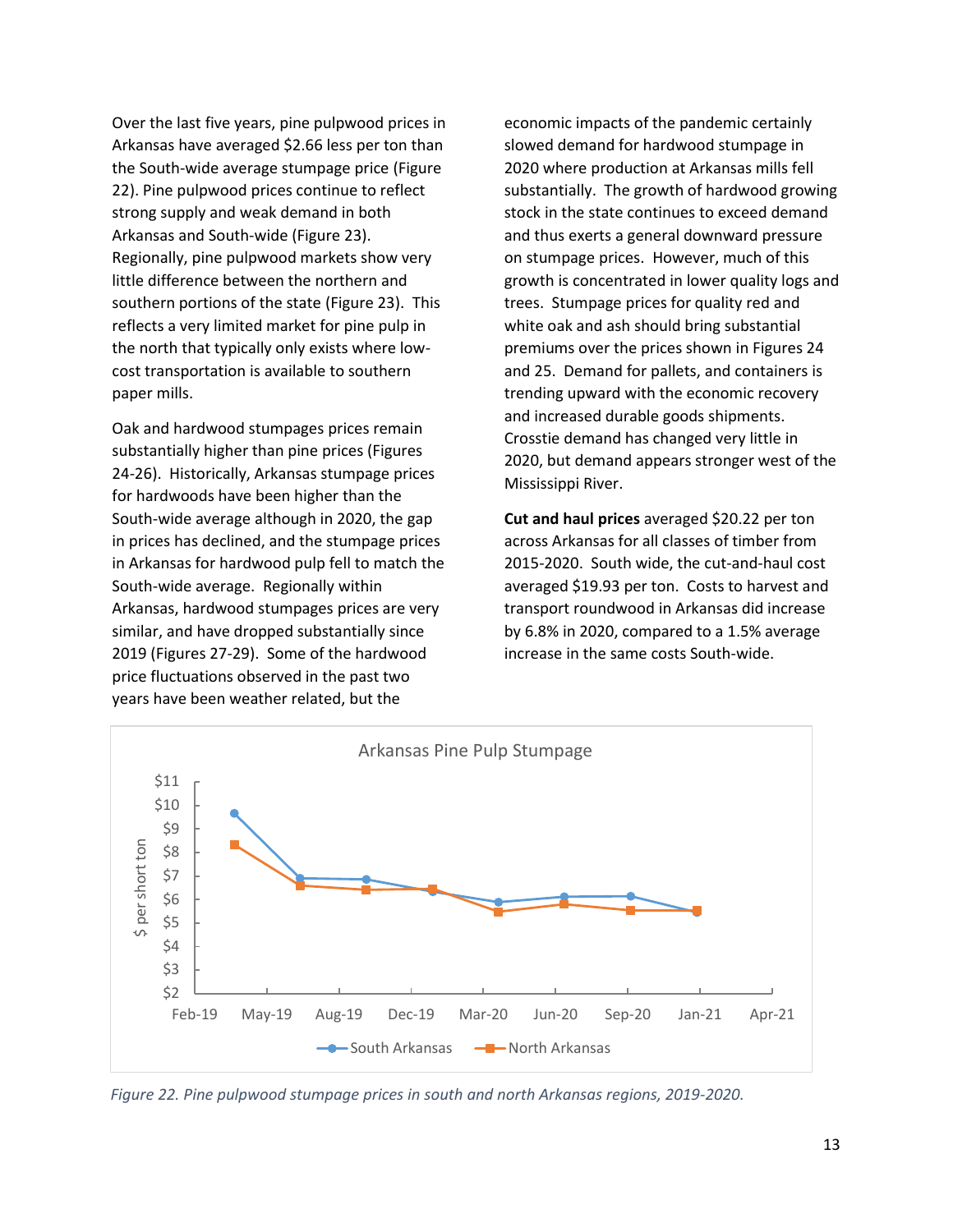Over the last five years, pine pulpwood prices in Arkansas have averaged $2.66 less per ton than the South-wide average stumpage price (Figure 22). Pine pulpwood prices continue to reflect strong supply and weak demand in both Arkansas and South-wide (Figure 23). Regionally, pine pulpwood markets show very little difference between the northern and southern portions of the state (Figure 23). This reflects a very limited market for pine pulp in the north that typically only exists where low-cost transportation is available to southern paper mills.

Oak and hardwood stumpages prices remain substantially higher than pine prices (Figures 24-26). Historically, Arkansas stumpage prices for hardwoods have been higher than the South-wide average although in 2020, the gap in prices has declined, and the stumpage prices in Arkansas for hardwood pulp fell to match the South-wide average. Regionally within Arkansas, hardwood stumpages prices are very similar, and have dropped substantially since 2019 (Figures 27-29). Some of the hardwood price fluctuations observed in the past two years have been weather related, but the economic impacts of the pandemic certainly slowed demand for hardwood stumpage in 2020 where production at Arkansas mills fell substantially. The growth of hardwood growing stock in the state continues to exceed demand and thus exerts a general downward pressure on stumpage prices. However, much of this growth is concentrated in lower quality logs and trees. Stumpage prices for quality red and white oak and ash should bring substantial premiums over the prices shown in Figures 24 and 25. Demand for pallets, and containers is trending upward with the economic recovery and increased durable goods shipments. Crosstie demand has changed very little in 2020, but demand appears stronger west of the Mississippi River.

**Cut and haul prices** averaged $20.22 per ton across Arkansas for all classes of timber from 2015-2020. South wide, the cut-and-haul cost averaged $19.93 per ton. Costs to harvest and transport roundwood in Arkansas did increase by 6.8% in 2020, compared to a 1.5% average increase in the same costs South-wide.

Arkansas Pine Pulp Stumpage

| Date | South Arkansas ($ per short ton) | North Arkansas ($ per short ton) |
|---|---|---|
| Q1 2019 | ~9.65 | ~8.30 |
| Q2 2019 | ~6.90 | ~6.60 |
| Q3 2019 | ~6.85 | ~6.40 |
| Q4 2019 | ~6.35 | ~6.45 |
| Q1 2020 | ~5.85 | ~5.45 |
| Q2 2020 | ~6.10 | ~5.80 |
| Q3 2020 | ~6.10 | ~5.50 |
| Q4 2020 | ~5.45 | ~5.50 |

*Figure 22. Pine pulpwood stumpage prices in south and north Arkansas regions, 2019-2020.*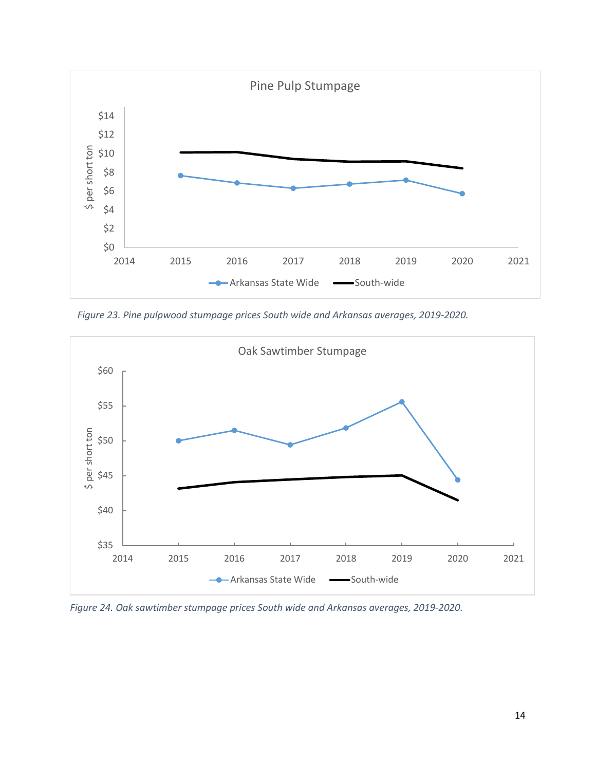Figure 23. Pine pulpwood stumpage prices South wide and Arkansas averages, 2019-2020.

Figure 24. Oak sawtimber stumpage prices South wide and Arkansas averages, 2019-2020.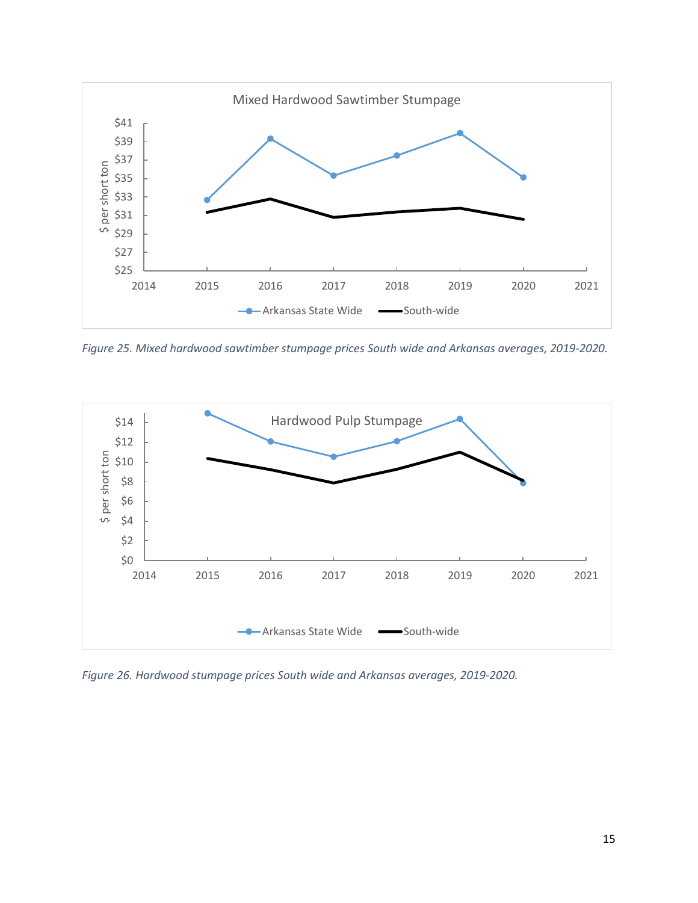Figure 25. Mixed hardwood sawtimber stumpage prices South wide and Arkansas averages, 2019-2020.

Figure 26. Hardwood stumpage prices South wide and Arkansas averages, 2019-2020.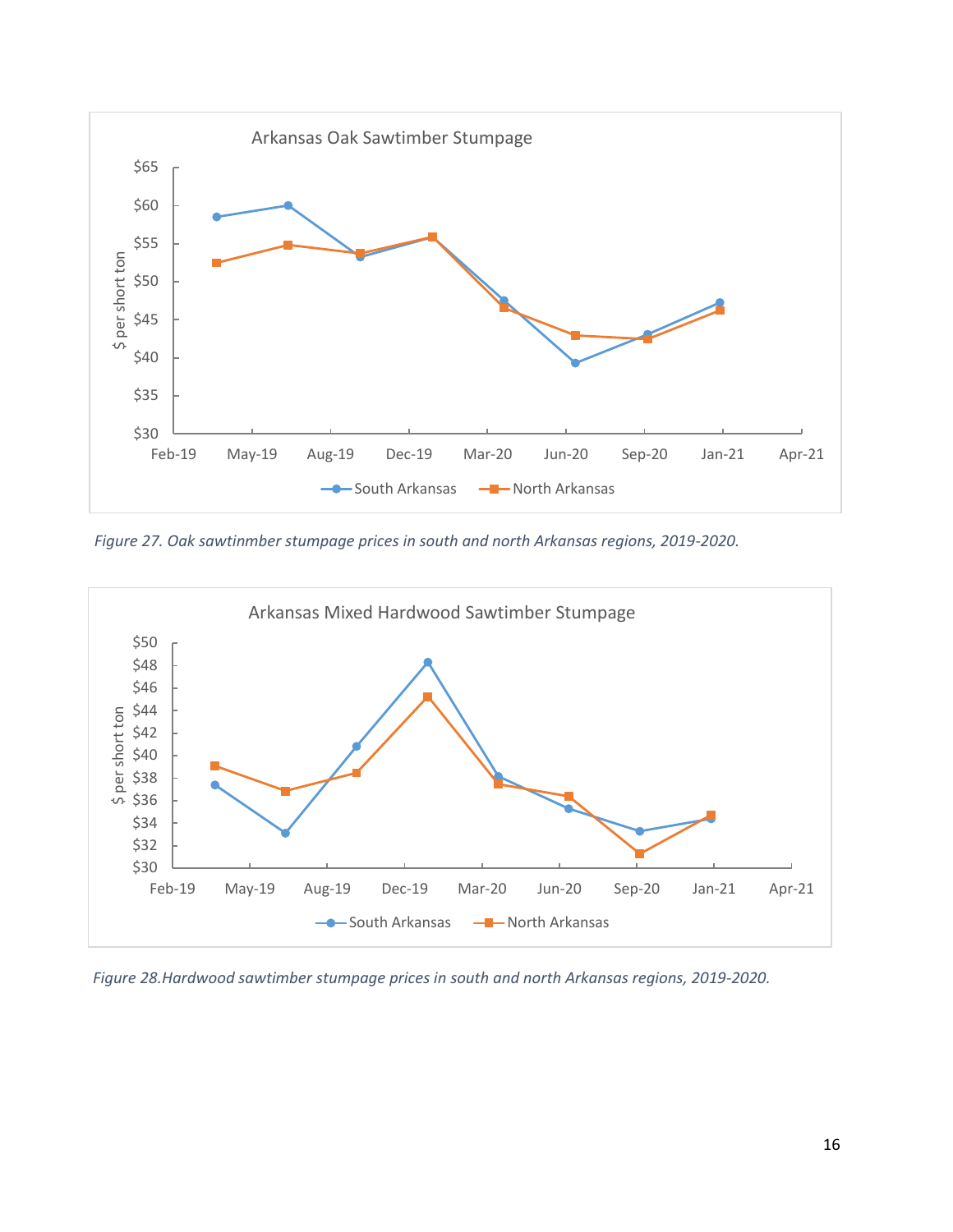Figure 27. Oak sawtinmber stumpage prices in south and north Arkansas regions, 2019-2020.

Figure 28.Hardwood sawtimber stumpage prices in south and north Arkansas regions, 2019-2020.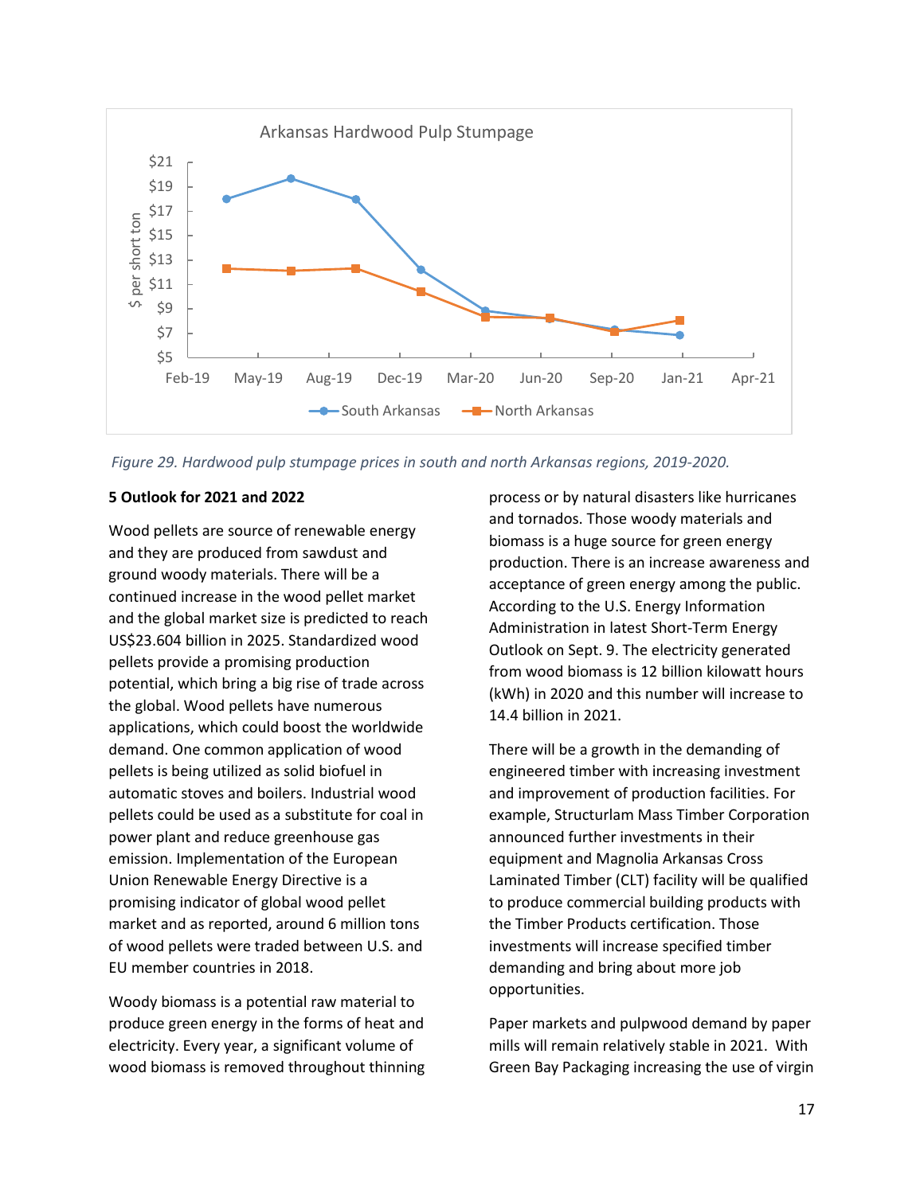*Figure 29. Hardwood pulp stumpage prices in south and north Arkansas regions, 2019-2020.*

**5 Outlook for 2021 and 2022**

Wood pellets are source of renewable energy and they are produced from sawdust and ground woody materials. There will be a continued increase in the wood pellet market and the global market size is predicted to reach US$23.604 billion in 2025. Standardized wood pellets provide a promising production potential, which bring a big rise of trade across the global. Wood pellets have numerous applications, which could boost the worldwide demand. One common application of wood pellets is being utilized as solid biofuel in automatic stoves and boilers. Industrial wood pellets could be used as a substitute for coal in power plant and reduce greenhouse gas emission. Implementation of the European Union Renewable Energy Directive is a promising indicator of global wood pellet market and as reported, around 6 million tons of wood pellets were traded between U.S. and EU member countries in 2018.

Woody biomass is a potential raw material to produce green energy in the forms of heat and electricity. Every year, a significant volume of wood biomass is removed throughout thinning process or by natural disasters like hurricanes and tornados. Those woody materials and biomass is a huge source for green energy production. There is an increase awareness and acceptance of green energy among the public. According to the U.S. Energy Information Administration in latest Short-Term Energy Outlook on Sept. 9. The electricity generated from wood biomass is 12 billion kilowatt hours (kWh) in 2020 and this number will increase to 14.4 billion in 2021.

There will be a growth in the demanding of engineered timber with increasing investment and improvement of production facilities. For example, Structurlam Mass Timber Corporation announced further investments in their equipment and Magnolia Arkansas Cross Laminated Timber (CLT) facility will be qualified to produce commercial building products with the Timber Products certification. Those investments will increase specified timber demanding and bring about more job opportunities.

Paper markets and pulpwood demand by paper mills will remain relatively stable in 2021. With Green Bay Packaging increasing the use of virgin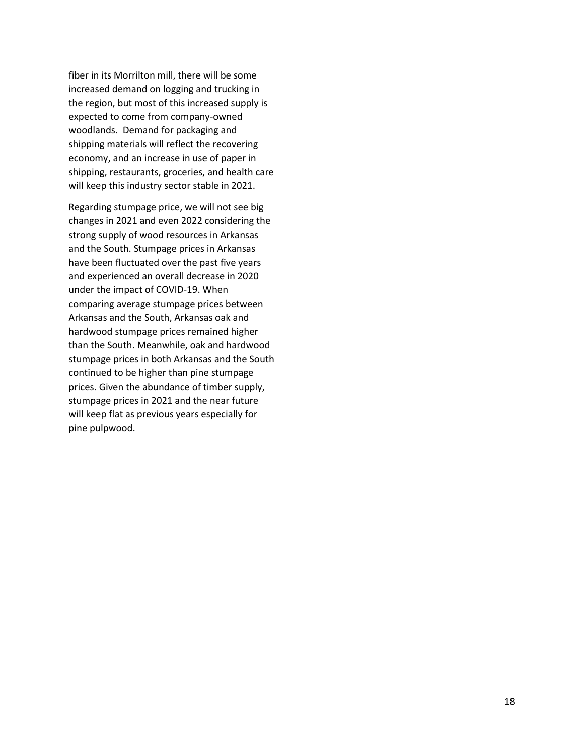fiber in its Morrilton mill, there will be some increased demand on logging and trucking in the region, but most of this increased supply is expected to come from company-owned woodlands. Demand for packaging and shipping materials will reflect the recovering economy, and an increase in use of paper in shipping, restaurants, groceries, and health care will keep this industry sector stable in 2021.

Regarding stumpage price, we will not see big changes in 2021 and even 2022 considering the strong supply of wood resources in Arkansas and the South. Stumpage prices in Arkansas have been fluctuated over the past five years and experienced an overall decrease in 2020 under the impact of COVID-19. When comparing average stumpage prices between Arkansas and the South, Arkansas oak and hardwood stumpage prices remained higher than the South. Meanwhile, oak and hardwood stumpage prices in both Arkansas and the South continued to be higher than pine stumpage prices. Given the abundance of timber supply, stumpage prices in 2021 and the near future will keep flat as previous years especially for pine pulpwood.